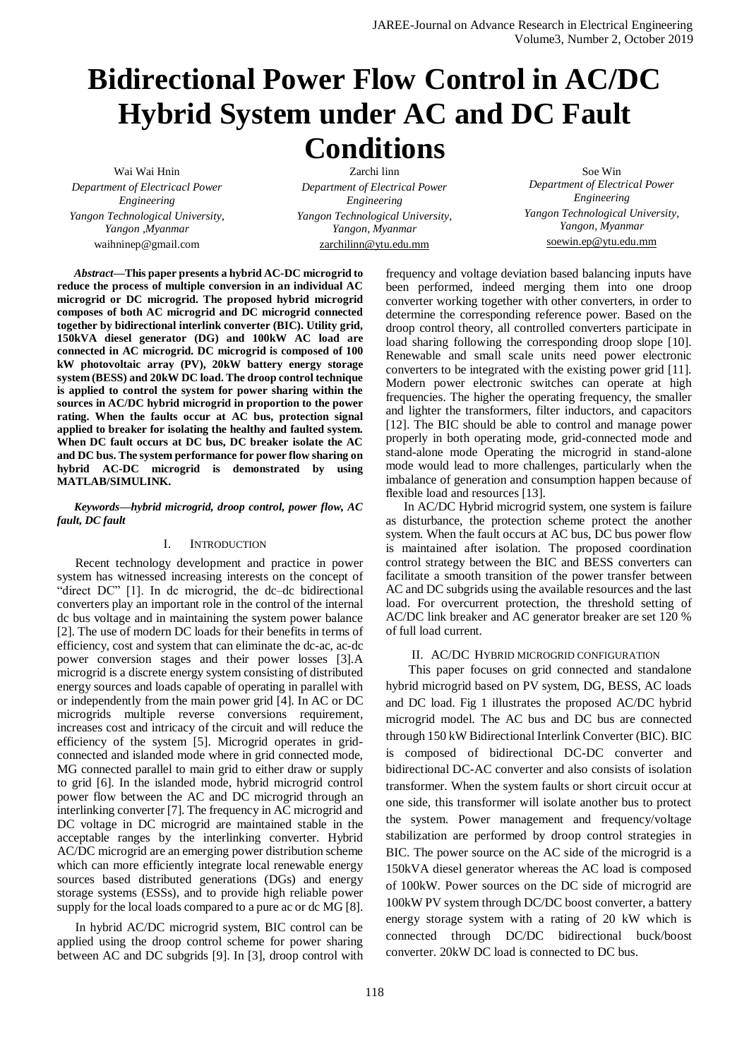# Bidirectional Power Flow Control in AC/DC Hybrid System under AC and DC Fault Conditions

Wai Wai Hnin
*Department of Electricacl Power Engineering*
*Yangon Technological University, Yangon ,Myanmar*
waihninep@gmail.com

Zarchi linn
*Department of Electrical Power Engineering*
*Yangon Technological University, Yangon, Myanmar*
zarchilinn@ytu.edu.mm

Soe Win
*Department of Electrical Power Engineering*
*Yangon Technological University, Yangon, Myanmar*
soewin.ep@ytu.edu.mm

***Abstract*—This paper presents a hybrid AC-DC microgrid to reduce the process of multiple conversion in an individual AC microgrid or DC microgrid. The proposed hybrid microgrid composes of both AC microgrid and DC microgrid connected together by bidirectional interlink converter (BIC). Utility grid, 150kVA diesel generator (DG) and 100kW AC load are connected in AC microgrid. DC microgrid is composed of 100 kW photovoltaic array (PV), 20kW battery energy storage system (BESS) and 20kW DC load. The droop control technique is applied to control the system for power sharing within the sources in AC/DC hybrid microgrid in proportion to the power rating. When the faults occur at AC bus, protection signal applied to breaker for isolating the healthy and faulted system. When DC fault occurs at DC bus, DC breaker isolate the AC and DC bus. The system performance for power flow sharing on hybrid AC-DC microgrid is demonstrated by using MATLAB/SIMULINK.**

***Keywords—hybrid microgrid, droop control, power flow, AC fault, DC fault***

## I. INTRODUCTION

Recent technology development and practice in power system has witnessed increasing interests on the concept of "direct DC" [1]. In dc microgrid, the dc–dc bidirectional converters play an important role in the control of the internal dc bus voltage and in maintaining the system power balance [2]. The use of modern DC loads for their benefits in terms of efficiency, cost and system that can eliminate the dc-ac, ac-dc power conversion stages and their power losses [3].A microgrid is a discrete energy system consisting of distributed energy sources and loads capable of operating in parallel with or independently from the main power grid [4]. In AC or DC microgrids multiple reverse conversions requirement, increases cost and intricacy of the circuit and will reduce the efficiency of the system [5]. Microgrid operates in grid-connected and islanded mode where in grid connected mode, MG connected parallel to main grid to either draw or supply to grid [6]. In the islanded mode, hybrid microgrid control power flow between the AC and DC microgrid through an interlinking converter [7]. The frequency in AC microgrid and DC voltage in DC microgrid are maintained stable in the acceptable ranges by the interlinking converter. Hybrid AC/DC microgrid are an emerging power distribution scheme which can more efficiently integrate local renewable energy sources based distributed generations (DGs) and energy storage systems (ESSs), and to provide high reliable power supply for the local loads compared to a pure ac or dc MG [8].

In hybrid AC/DC microgrid system, BIC control can be applied using the droop control scheme for power sharing between AC and DC subgrids [9]. In [3], droop control with frequency and voltage deviation based balancing inputs have been performed, indeed merging them into one droop converter working together with other converters, in order to determine the corresponding reference power. Based on the droop control theory, all controlled converters participate in load sharing following the corresponding droop slope [10]. Renewable and small scale units need power electronic converters to be integrated with the existing power grid [11]. Modern power electronic switches can operate at high frequencies. The higher the operating frequency, the smaller and lighter the transformers, filter inductors, and capacitors [12]. The BIC should be able to control and manage power properly in both operating mode, grid-connected mode and stand-alone mode Operating the microgrid in stand-alone mode would lead to more challenges, particularly when the imbalance of generation and consumption happen because of flexible load and resources [13].

In AC/DC Hybrid microgrid system, one system is failure as disturbance, the protection scheme protect the another system. When the fault occurs at AC bus, DC bus power flow is maintained after isolation. The proposed coordination control strategy between the BIC and BESS converters can facilitate a smooth transition of the power transfer between AC and DC subgrids using the available resources and the last load. For overcurrent protection, the threshold setting of AC/DC link breaker and AC generator breaker are set 120 % of full load current.

## II. AC/DC HYBRID MICROGRID CONFIGURATION

This paper focuses on grid connected and standalone hybrid microgrid based on PV system, DG, BESS, AC loads and DC load. Fig 1 illustrates the proposed AC/DC hybrid microgrid model. The AC bus and DC bus are connected through 150 kW Bidirectional Interlink Converter (BIC). BIC is composed of bidirectional DC-DC converter and bidirectional DC-AC converter and also consists of isolation transformer. When the system faults or short circuit occur at one side, this transformer will isolate another bus to protect the system. Power management and frequency/voltage stabilization are performed by droop control strategies in BIC. The power source on the AC side of the microgrid is a 150kVA diesel generator whereas the AC load is composed of 100kW. Power sources on the DC side of microgrid are 100kW PV system through DC/DC boost converter, a battery energy storage system with a rating of 20 kW which is connected through DC/DC bidirectional buck/boost converter. 20kW DC load is connected to DC bus.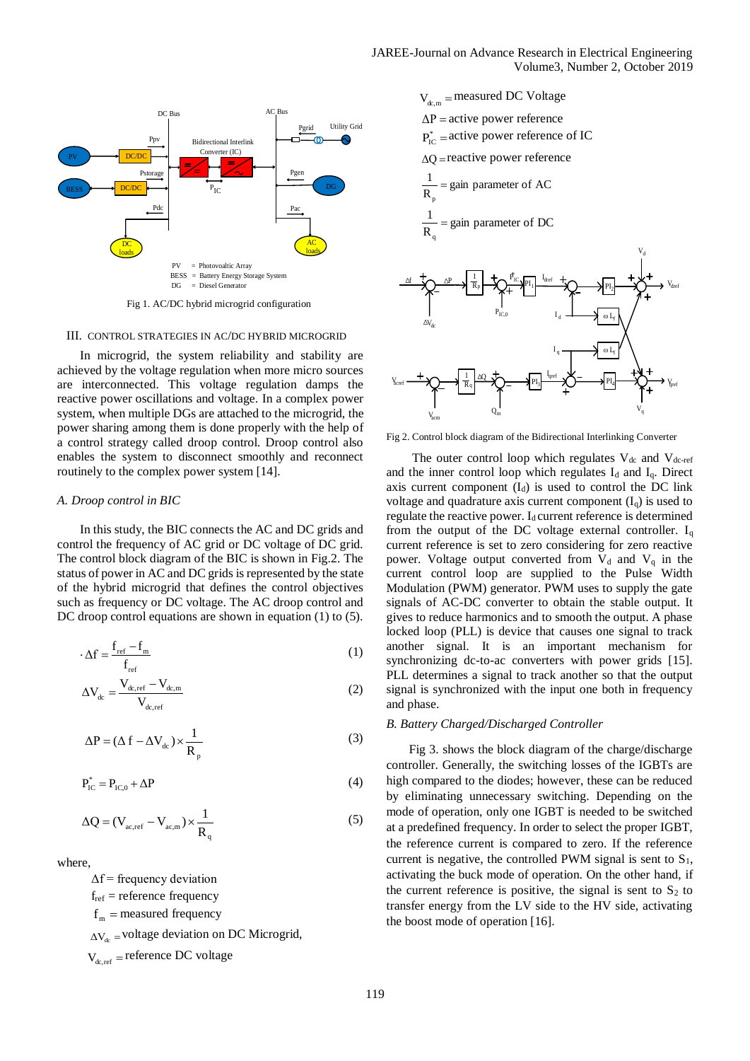Fig 1. AC/DC hybrid microgrid configuration

## III. CONTROL STRATEGIES IN AC/DC HYBRID MICROGRID

In microgrid, the system reliability and stability are achieved by the voltage regulation when more micro sources are interconnected. This voltage regulation damps the reactive power oscillations and voltage. In a complex power system, when multiple DGs are attached to the microgrid, the power sharing among them is done properly with the help of a control strategy called droop control. Droop control also enables the system to disconnect smoothly and reconnect routinely to the complex power system [14].

### *A. Droop control in BIC*

In this study, the BIC connects the AC and DC grids and control the frequency of AC grid or DC voltage of DC grid. The control block diagram of the BIC is shown in Fig.2. The status of power in AC and DC grids is represented by the state of the hybrid microgrid that defines the control objectives such as frequency or DC voltage. The AC droop control and DC droop control equations are shown in equation (1) to (5).

$$\Delta f = \frac{f_{ref} - f_m}{f_{ref}} \tag{1}$$

$$\Delta V_{dc} = \frac{V_{dc,ref} - V_{dc,m}}{V_{dc,ref}} \tag{2}$$

$$\Delta P = (\Delta f - \Delta V_{dc}) \times \frac{1}{R_p} \tag{3}$$

$$P_{IC}^{*} = P_{IC,0} + \Delta P \tag{4}$$

$$\Delta Q = (V_{ac,ref} - V_{ac,m}) \times \frac{1}{R_q} \tag{5}$$

where,

$\Delta f$ = frequency deviation

$f_{ref}$ = reference frequency

$f_m$ = measured frequency

$\Delta V_{dc}$ = voltage deviation on DC Microgrid,

$V_{dc,ref}$ = reference DC voltage

$V_{dc,m}$ = measured DC Voltage

$\Delta P$ = active power reference

$P_{IC}^{*}$ = active power reference of IC

$\Delta Q$ = reactive power reference

$\frac{1}{R_p}$ = gain parameter of AC

$\frac{1}{R_q}$ = gain parameter of DC

Fig 2. Control block diagram of the Bidirectional Interlinking Converter

The outer control loop which regulates $V_{dc}$ and $V_{dc\text{-}ref}$ and the inner control loop which regulates $I_d$ and $I_q$. Direct axis current component ($I_d$) is used to control the DC link voltage and quadrature axis current component ($I_q$) is used to regulate the reactive power. $I_d$ current reference is determined from the output of the DC voltage external controller. $I_q$ current reference is set to zero considering for zero reactive power. Voltage output converted from $V_d$ and $V_q$ in the current control loop are supplied to the Pulse Width Modulation (PWM) generator. PWM uses to supply the gate signals of AC-DC converter to obtain the stable output. It gives to reduce harmonics and to smooth the output. A phase locked loop (PLL) is device that causes one signal to track another signal. It is an important mechanism for synchronizing dc-to-ac converters with power grids [15]. PLL determines a signal to track another so that the output signal is synchronized with the input one both in frequency and phase.

### *B. Battery Charged/Discharged Controller*

Fig 3. shows the block diagram of the charge/discharge controller. Generally, the switching losses of the IGBTs are high compared to the diodes; however, these can be reduced by eliminating unnecessary switching. Depending on the mode of operation, only one IGBT is needed to be switched at a predefined frequency. In order to select the proper IGBT, the reference current is compared to zero. If the reference current is negative, the controlled PWM signal is sent to $S_1$, activating the buck mode of operation. On the other hand, if the current reference is positive, the signal is sent to $S_2$ to transfer energy from the LV side to the HV side, activating the boost mode of operation [16].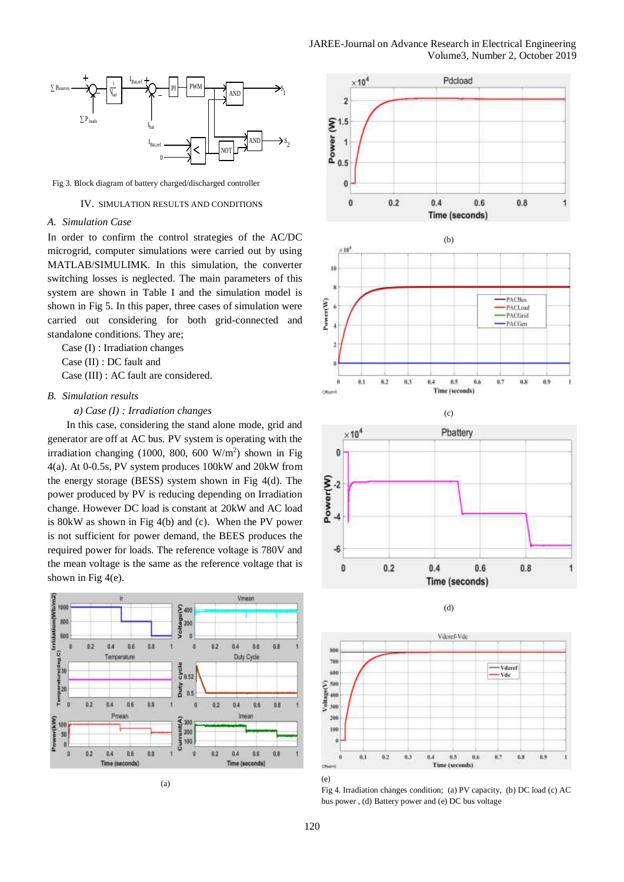Fig 3. Block diagram of battery charged/discharged controller

## IV. SIMULATION RESULTS AND CONDITIONS

### A. Simulation Case

In order to confirm the control strategies of the AC/DC microgrid, computer simulations were carried out by using MATLAB/SIMULIMK. In this simulation, the converter switching losses is neglected. The main parameters of this system are shown in Table I and the simulation model is shown in Fig 5. In this paper, three cases of simulation were carried out considering for both grid-connected and standalone conditions. They are;

Case (I) : Irradiation changes

Case (II) : DC fault and

Case (III) : AC fault are considered.

### B. Simulation results

*a) Case (I) : Irradiation changes*

In this case, considering the stand alone mode, grid and generator are off at AC bus. PV system is operating with the irradiation changing (1000, 800, 600 W/m$^2$) shown in Fig 4(a). At 0-0.5s, PV system produces 100kW and 20kW from the energy storage (BESS) system shown in Fig 4(d). The power produced by PV is reducing depending on Irradiation change. However DC load is constant at 20kW and AC load is 80kW as shown in Fig 4(b) and (c). When the PV power is not sufficient for power demand, the BEES produces the required power for loads. The reference voltage is 780V and the mean voltage is the same as the reference voltage that is shown in Fig 4(e).

(a)

(b)

(c)

(d)

(e)

Fig 4. Irradiation changes condition; (a) PV capacity, (b) DC load (c) AC bus power , (d) Battery power and (e) DC bus voltage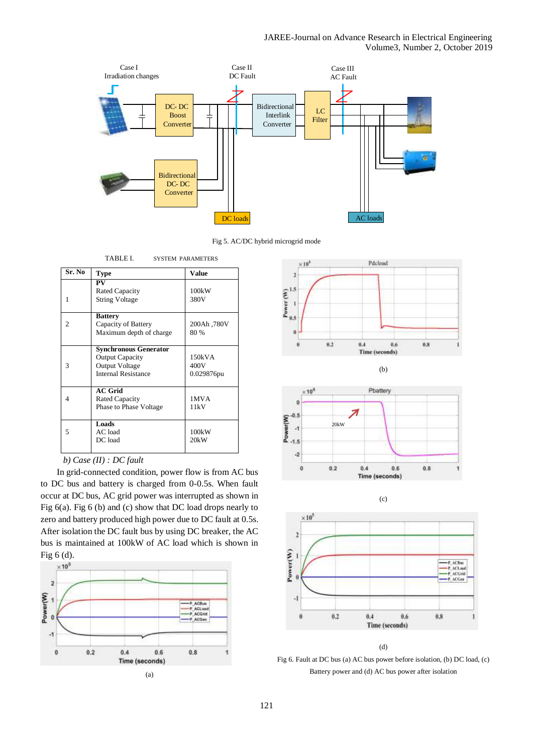Fig 5. AC/DC hybrid microgrid mode

TABLE I. SYSTEM PARAMETERS

| Sr. No | Type | Value |
|---|---|---|
| 1 | **PV**<br>Rated Capacity<br>String Voltage | 100kW<br>380V |
| 2 | **Battery**<br>Capacity of Battery<br>Maximum depth of charge | 200Ah ,780V<br>80 % |
| 3 | **Synchronous Generator**<br>Output Capacity<br>Output Voltage<br>Internal Resistance | 150kVA<br>400V<br>0.029876pu |
| 4 | **AC Grid**<br>Rated Capacity<br>Phase to Phase Voltage | 1MVA<br>11kV |
| 5 | **Loads**<br>AC load<br>DC load | 100kW<br>20kW |

*b) Case (II) : DC fault*

In grid-connected condition, power flow is from AC bus to DC bus and battery is charged from 0-0.5s. When fault occur at DC bus, AC grid power was interrupted as shown in Fig 6(a). Fig 6 (b) and (c) show that DC load drops nearly to zero and battery produced high power due to DC fault at 0.5s. After isolation the DC fault bus by using DC breaker, the AC bus is maintained at 100kW of AC load which is shown in Fig 6 (d).

(a)

(b)

(c)

(d)

Fig 6. Fault at DC bus (a) AC bus power before isolation, (b) DC load, (c) Battery power and (d) AC bus power after isolation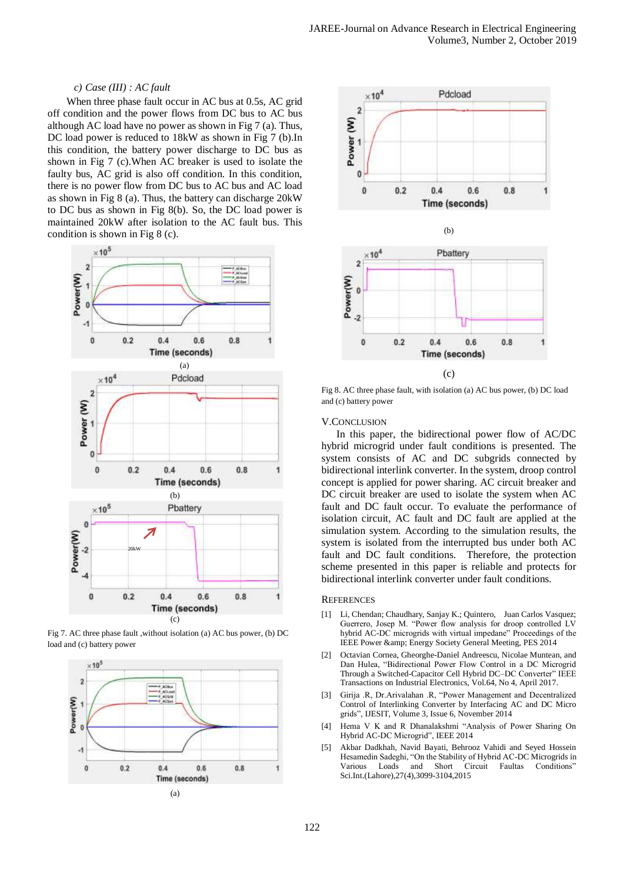### c) Case (III) : AC fault

When three phase fault occur in AC bus at 0.5s, AC grid off condition and the power flows from DC bus to AC bus although AC load have no power as shown in Fig 7 (a). Thus, DC load power is reduced to 18kW as shown in Fig 7 (b).In this condition, the battery power discharge to DC bus as shown in Fig 7 (c).When AC breaker is used to isolate the faulty bus, AC grid is also off condition. In this condition, there is no power flow from DC bus to AC bus and AC load as shown in Fig 8 (a). Thus, the battery can discharge 20kW to DC bus as shown in Fig 8(b). So, the DC load power is maintained 20kW after isolation to the AC fault bus. This condition is shown in Fig 8 (c).

(a)

(b)

(c)

Fig 7. AC three phase fault ,without isolation (a) AC bus power, (b) DC load and (c) battery power

(a)

(b)

(c)

Fig 8. AC three phase fault, with isolation (a) AC bus power, (b) DC load and (c) battery power

## V. Conclusion

In this paper, the bidirectional power flow of AC/DC hybrid microgrid under fault conditions is presented. The system consists of AC and DC subgrids connected by bidirectional interlink converter. In the system, droop control concept is applied for power sharing. AC circuit breaker and DC circuit breaker are used to isolate the system when AC fault and DC fault occur. To evaluate the performance of isolation circuit, AC fault and DC fault are applied at the simulation system. According to the simulation results, the system is isolated from the interrupted bus under both AC fault and DC fault conditions. Therefore, the protection scheme presented in this paper is reliable and protects for bidirectional interlink converter under fault conditions.

## References

[1] Li, Chendan; Chaudhary, Sanjay K.; Quintero, Juan Carlos Vasquez; Guerrero, Josep M. "Power flow analysis for droop controlled LV hybrid AC-DC microgrids with virtual impedane" Proceedings of the IEEE Power &amp; Energy Society General Meeting, PES 2014

[2] Octavian Cornea, Gheorghe-Daniel Andreescu, Nicolae Muntean, and Dan Hulea, "Bidirectional Power Flow Control in a DC Microgrid Through a Switched-Capacitor Cell Hybrid DC–DC Converter" IEEE Transactions on Industrial Electronics, Vol.64, No 4, April 2017.

[3] Girija .R, Dr.Arivalahan .R, "Power Management and Decentralized Control of Interlinking Converter by Interfacing AC and DC Micro grids", IJESIT, Volume 3, Issue 6, November 2014

[4] Hema V K and R Dhanalakshmi "Analysis of Power Sharing On Hybrid AC-DC Microgrid", IEEE 2014

[5] Akbar Dadkhah, Navid Bayati, Behrooz Vahidi and Seyed Hossein Hesamedin Sadeghi, "On the Stability of Hybrid AC-DC Microgrids in Various Loads and Short Circuit Faultas Conditions" Sci.Int.(Lahore),27(4),3099-3104,2015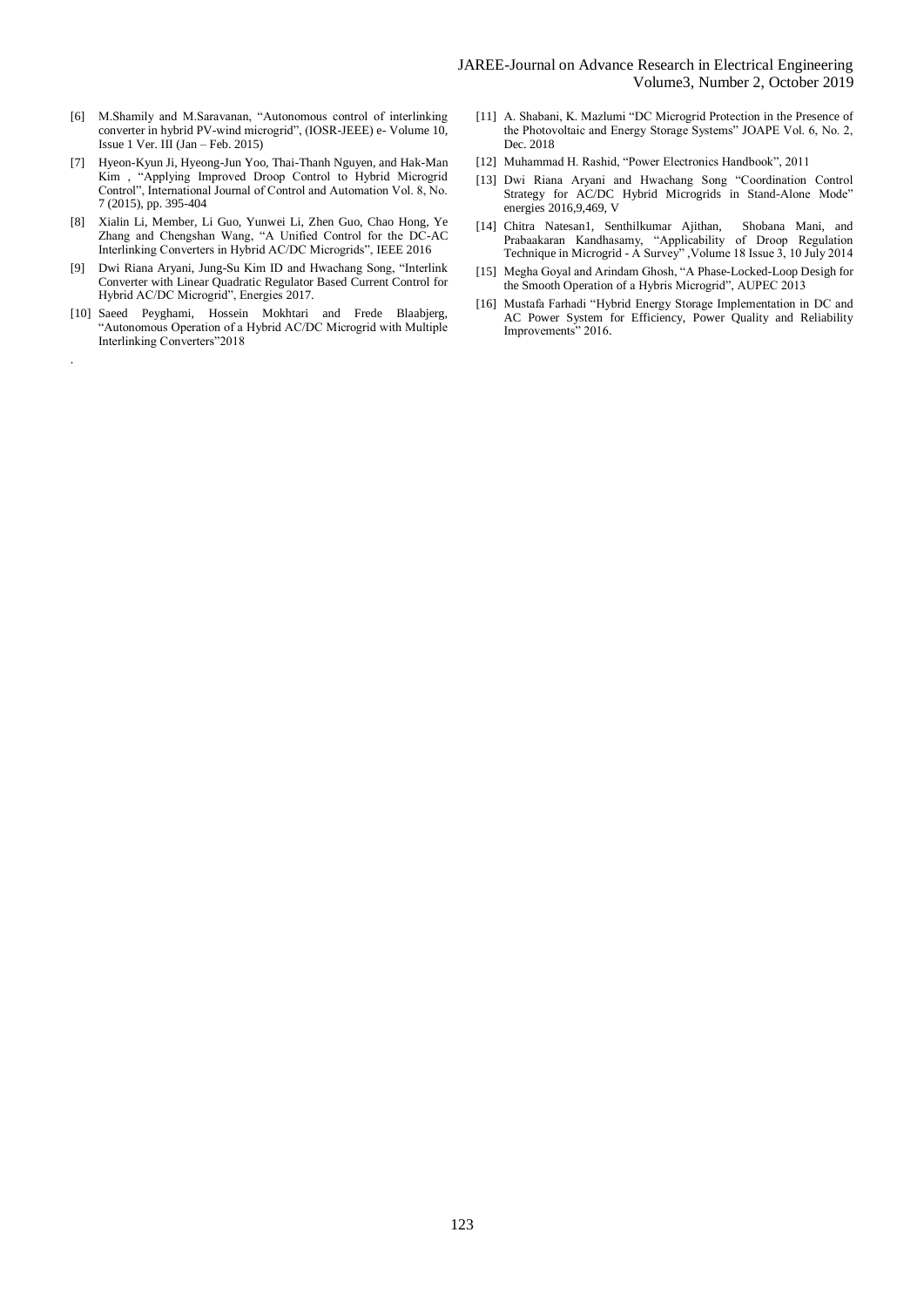[6] M.Shamily and M.Saravanan, "Autonomous control of interlinking converter in hybrid PV-wind microgrid", (IOSR-JEEE) e- Volume 10, Issue 1 Ver. III (Jan – Feb. 2015)

[7] Hyeon-Kyun Ji, Hyeong-Jun Yoo, Thai-Thanh Nguyen, and Hak-Man Kim , "Applying Improved Droop Control to Hybrid Microgrid Control", International Journal of Control and Automation Vol. 8, No. 7 (2015), pp. 395-404

[8] Xialin Li, Member, Li Guo, Yunwei Li, Zhen Guo, Chao Hong, Ye Zhang and Chengshan Wang, "A Unified Control for the DC-AC Interlinking Converters in Hybrid AC/DC Microgrids", IEEE 2016

[9] Dwi Riana Aryani, Jung-Su Kim ID and Hwachang Song, "Interlink Converter with Linear Quadratic Regulator Based Current Control for Hybrid AC/DC Microgrid", Energies 2017.

[10] Saeed Peyghami, Hossein Mokhtari and Frede Blaabjerg, "Autonomous Operation of a Hybrid AC/DC Microgrid with Multiple Interlinking Converters"2018

.

[11] A. Shabani, K. Mazlumi "DC Microgrid Protection in the Presence of the Photovoltaic and Energy Storage Systems" JOAPE Vol. 6, No. 2, Dec. 2018

[12] Muhammad H. Rashid, "Power Electronics Handbook", 2011

[13] Dwi Riana Aryani and Hwachang Song "Coordination Control Strategy for AC/DC Hybrid Microgrids in Stand-Alone Mode" energies 2016,9,469, V

[14] Chitra Natesan1, Senthilkumar Ajithan, Shobana Mani, and Prabaakaran Kandhasamy, "Applicability of Droop Regulation Technique in Microgrid - A Survey" ,Volume 18 Issue 3, 10 July 2014

[15] Megha Goyal and Arindam Ghosh, "A Phase-Locked-Loop Desigh for the Smooth Operation of a Hybris Microgrid", AUPEC 2013

[16] Mustafa Farhadi "Hybrid Energy Storage Implementation in DC and AC Power System for Efficiency, Power Quality and Reliability Improvements" 2016.